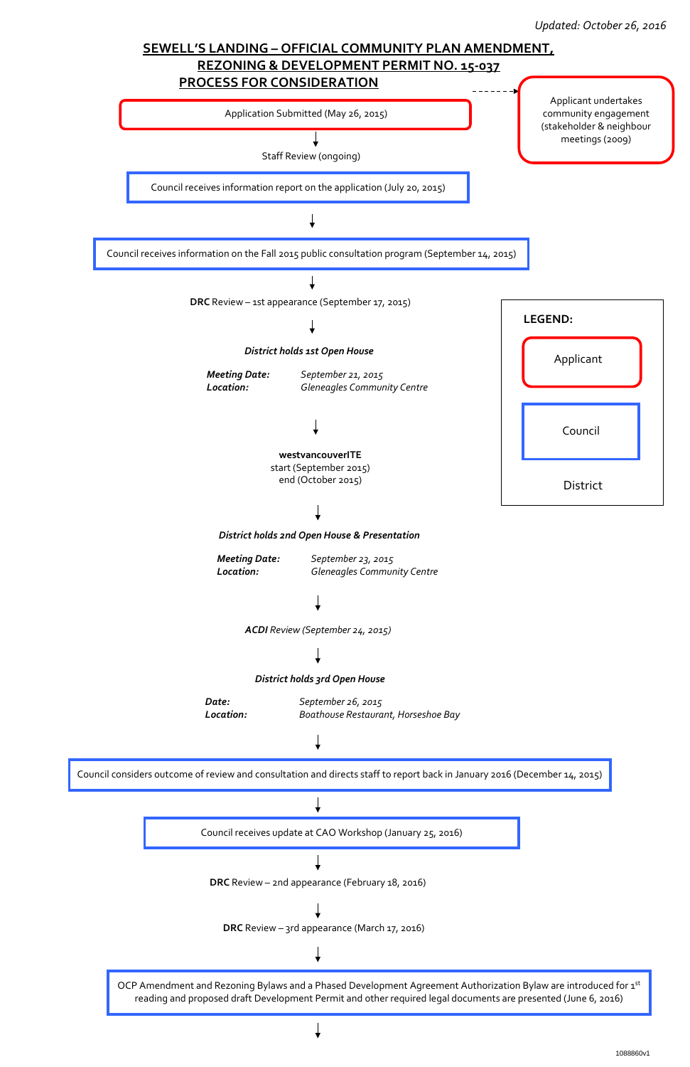*Updated: October 26, 2016*

# SEWELL'S LANDING – OFFICIAL COMMUNITY PLAN AMENDMENT, REZONING & DEVELOPMENT PERMIT NO. 15-037 PROCESS FOR CONSIDERATION

Application Submitted (May 26, 2015)

Applicant undertakes community engagement (stakeholder & neighbour meetings (2009)

↓

Staff Review (ongoing)

Council receives information report on the application (July 20, 2015)

↓

Council receives information on the Fall 2015 public consultation program (September 14, 2015)

↓

**DRC** Review – 1st appearance (September 17, 2015)

↓

***District holds 1st Open House***

***Meeting Date:*** *September 21, 2015*
***Location:*** *Gleneagles Community Centre*

↓

**westvancouverITE**
start (September 2015)
end (October 2015)

↓

***District holds 2nd Open House & Presentation***

***Meeting Date:*** *September 23, 2015*
***Location:*** *Gleneagles Community Centre*

↓

***ACDI** Review (September 24, 2015)*

↓

***District holds 3rd Open House***

***Date:*** *September 26, 2015*
***Location:*** *Boathouse Restaurant, Horseshoe Bay*

↓

Council considers outcome of review and consultation and directs staff to report back in January 2016 (December 14, 2015)

↓

Council receives update at CAO Workshop (January 25, 2016)

↓

**DRC** Review – 2nd appearance (February 18, 2016)

↓

**DRC** Review – 3rd appearance (March 17, 2016)

↓

OCP Amendment and Rezoning Bylaws and a Phased Development Agreement Authorization Bylaw are introduced for 1st reading and proposed draft Development Permit and other required legal documents are presented (June 6, 2016)

↓

**LEGEND:**

- Applicant
- Council
- District

1088860v1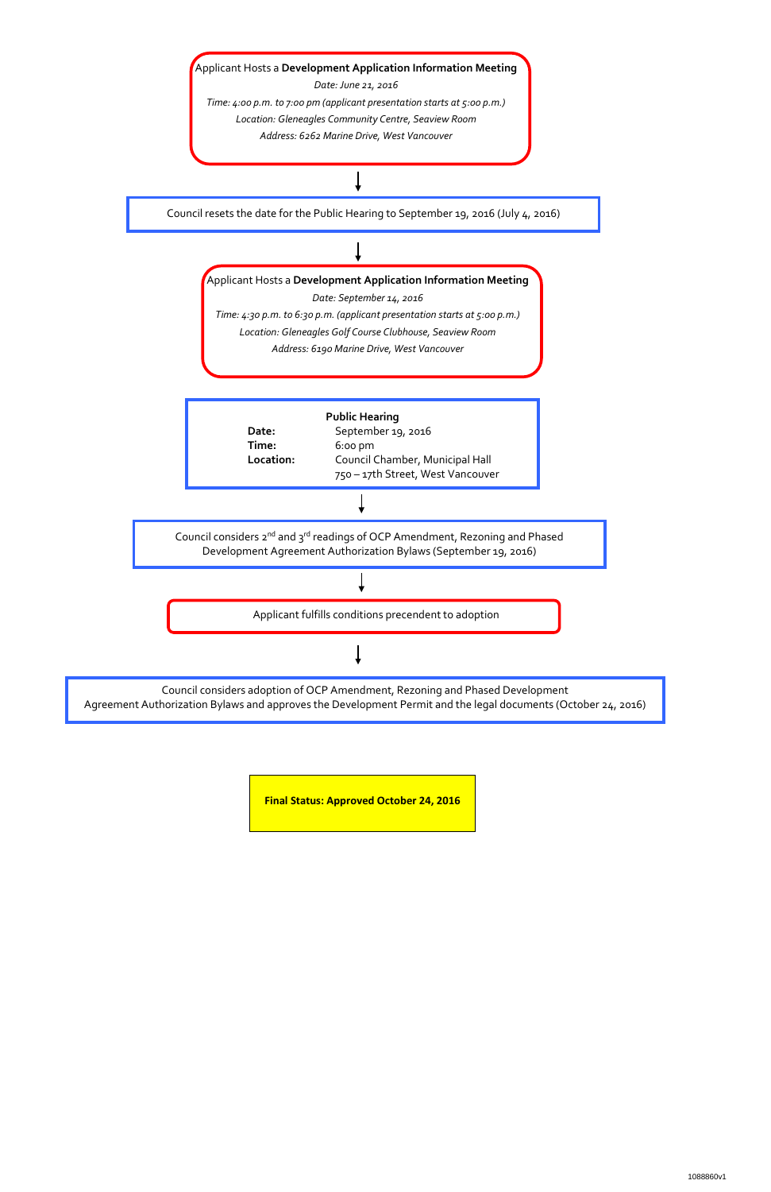Applicant Hosts a **Development Application Information Meeting**

*Date: June 21, 2016*

*Time: 4:00 p.m. to 7:00 pm (applicant presentation starts at 5:00 p.m.)*

*Location: Gleneagles Community Centre, Seaview Room*

*Address: 6262 Marine Drive, West Vancouver*

↓

Council resets the date for the Public Hearing to September 19, 2016 (July 4, 2016)

↓

Applicant Hosts a **Development Application Information Meeting**

*Date: September 14, 2016*

*Time: 4:30 p.m. to 6:30 p.m. (applicant presentation starts at 5:00 p.m.)*

*Location: Gleneagles Golf Course Clubhouse, Seaview Room*

*Address: 6190 Marine Drive, West Vancouver*

**Public Hearing**

**Date:** September 19, 2016
**Time:** 6:00 pm
**Location:** Council Chamber, Municipal Hall
750 – 17th Street, West Vancouver

↓

Council considers 2nd and 3rd readings of OCP Amendment, Rezoning and Phased Development Agreement Authorization Bylaws (September 19, 2016)

↓

Applicant fulfills conditions precendent to adoption

↓

Council considers adoption of OCP Amendment, Rezoning and Phased Development Agreement Authorization Bylaws and approves the Development Permit and the legal documents (October 24, 2016)

**Final Status: Approved October 24, 2016**

1088860v1